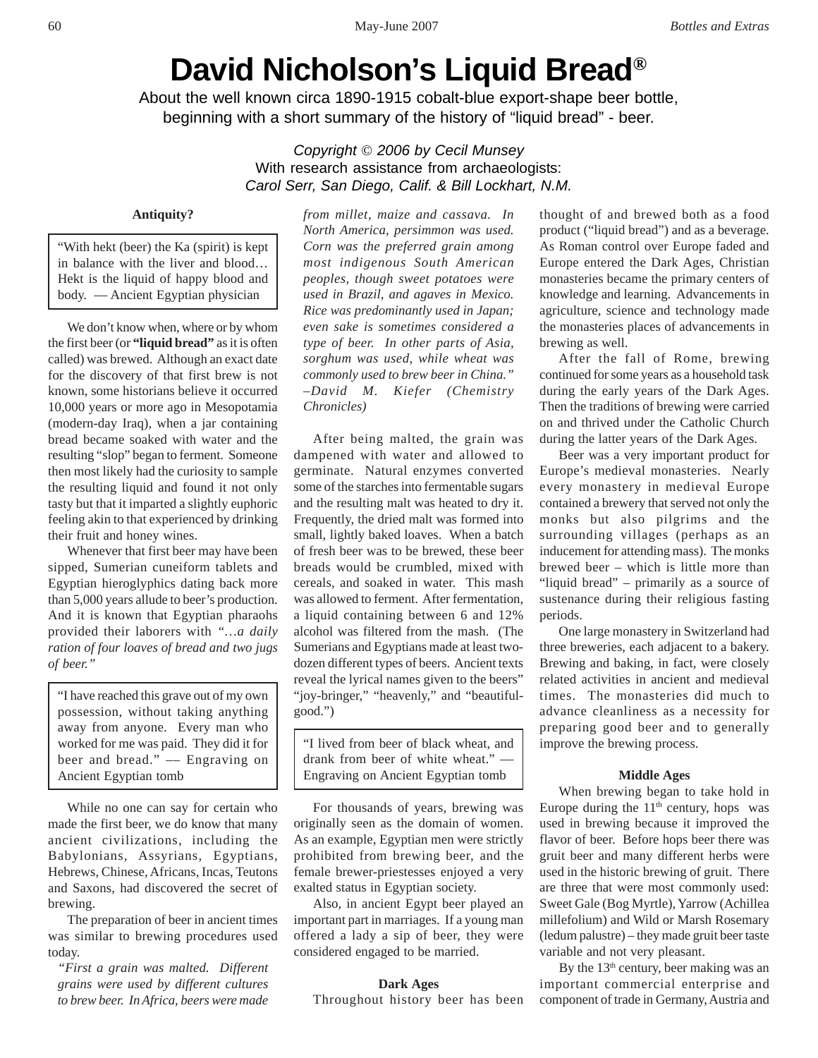# David Nicholson's Liquid Bread®

About the well known circa 1890-1915 cobalt-blue export-shape beer bottle, beginning with a short summary of the history of "liquid bread" - beer.

*Copyright © 2006 by Cecil Munsey*
With research assistance from archaeologists:
*Carol Serr, San Diego, Calif. & Bill Lockhart, N.M.*

### Antiquity?

> "With hekt (beer) the Ka (spirit) is kept in balance with the liver and blood… Hekt is the liquid of happy blood and body. — Ancient Egyptian physician

We don't know when, where or by whom the first beer (or **"liquid bread"** as it is often called) was brewed. Although an exact date for the discovery of that first brew is not known, some historians believe it occurred 10,000 years or more ago in Mesopotamia (modern-day Iraq), when a jar containing bread became soaked with water and the resulting "slop" began to ferment. Someone then most likely had the curiosity to sample the resulting liquid and found it not only tasty but that it imparted a slightly euphoric feeling akin to that experienced by drinking their fruit and honey wines.

Whenever that first beer may have been sipped, Sumerian cuneiform tablets and Egyptian hieroglyphics dating back more than 5,000 years allude to beer's production. And it is known that Egyptian pharaohs provided their laborers with "…*a daily ration of four loaves of bread and two jugs of beer."*

> "I have reached this grave out of my own possession, without taking anything away from anyone. Every man who worked for me was paid. They did it for beer and bread." — Engraving on Ancient Egyptian tomb

While no one can say for certain who made the first beer, we do know that many ancient civilizations, including the Babylonians, Assyrians, Egyptians, Hebrews, Chinese, Africans, Incas, Teutons and Saxons, had discovered the secret of brewing.

The preparation of beer in ancient times was similar to brewing procedures used today.

> *"First a grain was malted. Different grains were used by different cultures to brew beer. In Africa, beers were made from millet, maize and cassava. In North America, persimmon was used. Corn was the preferred grain among most indigenous South American peoples, though sweet potatoes were used in Brazil, and agaves in Mexico. Rice was predominantly used in Japan; even sake is sometimes considered a type of beer. In other parts of Asia, sorghum was used, while wheat was commonly used to brew beer in China." –David M. Kiefer (Chemistry Chronicles)*

After being malted, the grain was dampened with water and allowed to germinate. Natural enzymes converted some of the starches into fermentable sugars and the resulting malt was heated to dry it. Frequently, the dried malt was formed into small, lightly baked loaves. When a batch of fresh beer was to be brewed, these beer breads would be crumbled, mixed with cereals, and soaked in water. This mash was allowed to ferment. After fermentation, a liquid containing between 6 and 12% alcohol was filtered from the mash. (The Sumerians and Egyptians made at least two-dozen different types of beers. Ancient texts reveal the lyrical names given to the beers" "joy-bringer," "heavenly," and "beautiful-good.")

> "I lived from beer of black wheat, and drank from beer of white wheat." — Engraving on Ancient Egyptian tomb

For thousands of years, brewing was originally seen as the domain of women. As an example, Egyptian men were strictly prohibited from brewing beer, and the female brewer-priestesses enjoyed a very exalted status in Egyptian society.

Also, in ancient Egypt beer played an important part in marriages. If a young man offered a lady a sip of beer, they were considered engaged to be married.

### Dark Ages

Throughout history beer has been thought of and brewed both as a food product ("liquid bread") and as a beverage. As Roman control over Europe faded and Europe entered the Dark Ages, Christian monasteries became the primary centers of knowledge and learning. Advancements in agriculture, science and technology made the monasteries places of advancements in brewing as well.

After the fall of Rome, brewing continued for some years as a household task during the early years of the Dark Ages. Then the traditions of brewing were carried on and thrived under the Catholic Church during the latter years of the Dark Ages.

Beer was a very important product for Europe's medieval monasteries. Nearly every monastery in medieval Europe contained a brewery that served not only the monks but also pilgrims and the surrounding villages (perhaps as an inducement for attending mass). The monks brewed beer – which is little more than "liquid bread" – primarily as a source of sustenance during their religious fasting periods.

One large monastery in Switzerland had three breweries, each adjacent to a bakery. Brewing and baking, in fact, were closely related activities in ancient and medieval times. The monasteries did much to advance cleanliness as a necessity for preparing good beer and to generally improve the brewing process.

### Middle Ages

When brewing began to take hold in Europe during the 11th century, hops was used in brewing because it improved the flavor of beer. Before hops beer there was gruit beer and many different herbs were used in the historic brewing of gruit. There are three that were most commonly used: Sweet Gale (Bog Myrtle), Yarrow (Achillea millefolium) and Wild or Marsh Rosemary (ledum palustre) – they made gruit beer taste variable and not very pleasant.

By the 13th century, beer making was an important commercial enterprise and component of trade in Germany, Austria and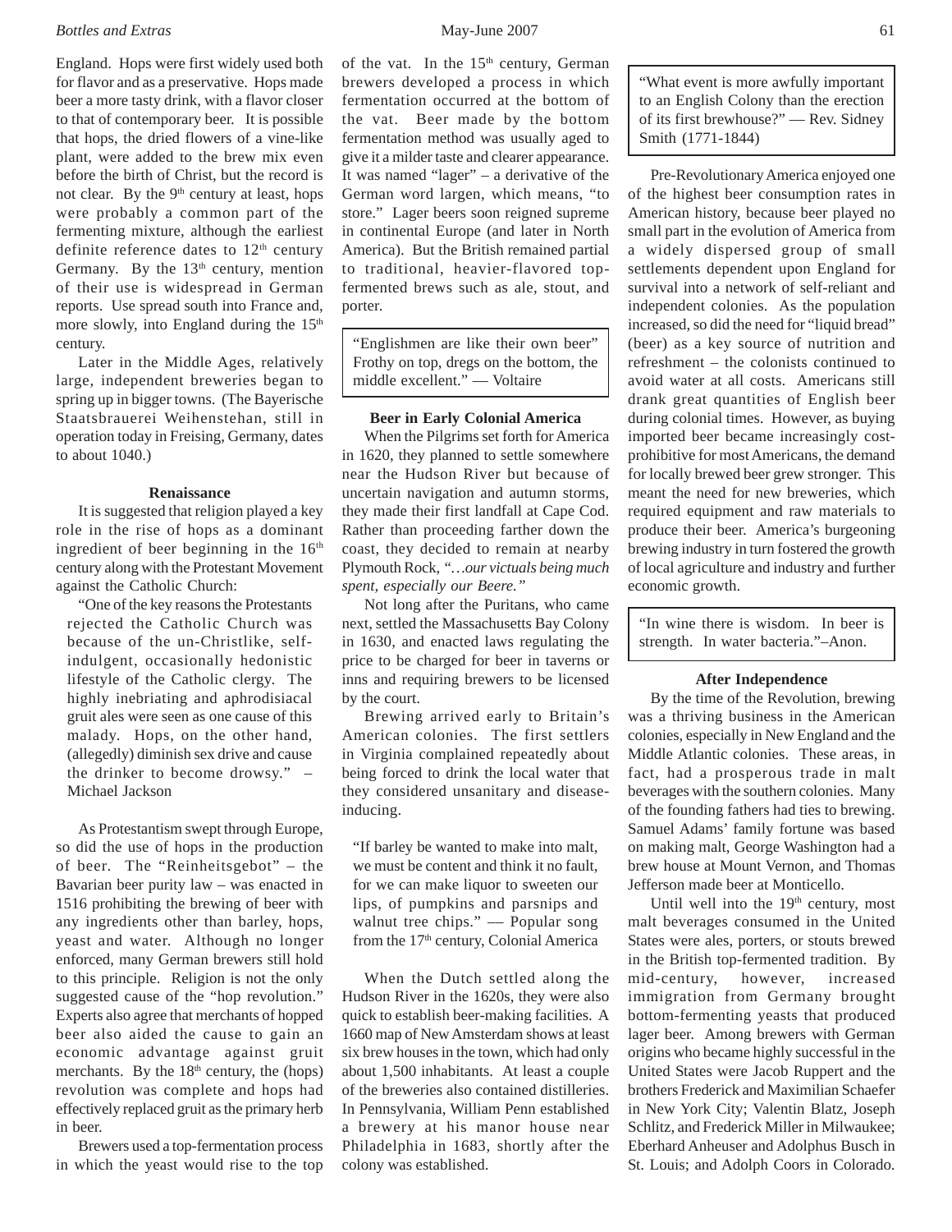England. Hops were first widely used both for flavor and as a preservative. Hops made beer a more tasty drink, with a flavor closer to that of contemporary beer. It is possible that hops, the dried flowers of a vine-like plant, were added to the brew mix even before the birth of Christ, but the record is not clear. By the 9th century at least, hops were probably a common part of the fermenting mixture, although the earliest definite reference dates to 12th century Germany. By the 13th century, mention of their use is widespread in German reports. Use spread south into France and, more slowly, into England during the 15th century.

Later in the Middle Ages, relatively large, independent breweries began to spring up in bigger towns. (The Bayerische Staatsbrauerei Weihenstehan, still in operation today in Freising, Germany, dates to about 1040.)

### Renaissance

It is suggested that religion played a key role in the rise of hops as a dominant ingredient of beer beginning in the 16th century along with the Protestant Movement against the Catholic Church:

> "One of the key reasons the Protestants rejected the Catholic Church was because of the un-Christlike, self-indulgent, occasionally hedonistic lifestyle of the Catholic clergy. The highly inebriating and aphrodisiacal gruit ales were seen as one cause of this malady. Hops, on the other hand, (allegedly) diminish sex drive and cause the drinker to become drowsy." – Michael Jackson

As Protestantism swept through Europe, so did the use of hops in the production of beer. The "Reinheitsgebot" – the Bavarian beer purity law – was enacted in 1516 prohibiting the brewing of beer with any ingredients other than barley, hops, yeast and water. Although no longer enforced, many German brewers still hold to this principle. Religion is not the only suggested cause of the "hop revolution." Experts also agree that merchants of hopped beer also aided the cause to gain an economic advantage against gruit merchants. By the 18th century, the (hops) revolution was complete and hops had effectively replaced gruit as the primary herb in beer.

Brewers used a top-fermentation process in which the yeast would rise to the top of the vat. In the 15th century, German brewers developed a process in which fermentation occurred at the bottom of the vat. Beer made by the bottom fermentation method was usually aged to give it a milder taste and clearer appearance. It was named "lager" – a derivative of the German word largen, which means, "to store." Lager beers soon reigned supreme in continental Europe (and later in North America). But the British remained partial to traditional, heavier-flavored top-fermented brews such as ale, stout, and porter.

> "Englishmen are like their own beer" Frothy on top, dregs on the bottom, the middle excellent." — Voltaire

### Beer in Early Colonial America

When the Pilgrims set forth for America in 1620, they planned to settle somewhere near the Hudson River but because of uncertain navigation and autumn storms, they made their first landfall at Cape Cod. Rather than proceeding farther down the coast, they decided to remain at nearby Plymouth Rock, *"…our victuals being much spent, especially our Beere."*

Not long after the Puritans, who came next, settled the Massachusetts Bay Colony in 1630, and enacted laws regulating the price to be charged for beer in taverns or inns and requiring brewers to be licensed by the court.

Brewing arrived early to Britain's American colonies. The first settlers in Virginia complained repeatedly about being forced to drink the local water that they considered unsanitary and disease-inducing.

> "If barley be wanted to make into malt, we must be content and think it no fault, for we can make liquor to sweeten our lips, of pumpkins and parsnips and walnut tree chips." — Popular song from the 17th century, Colonial America

When the Dutch settled along the Hudson River in the 1620s, they were also quick to establish beer-making facilities. A 1660 map of New Amsterdam shows at least six brew houses in the town, which had only about 1,500 inhabitants. At least a couple of the breweries also contained distilleries. In Pennsylvania, William Penn established a brewery at his manor house near Philadelphia in 1683, shortly after the colony was established.

> "What event is more awfully important to an English Colony than the erection of its first brewhouse?" — Rev. Sidney Smith (1771-1844)

Pre-Revolutionary America enjoyed one of the highest beer consumption rates in American history, because beer played no small part in the evolution of America from a widely dispersed group of small settlements dependent upon England for survival into a network of self-reliant and independent colonies. As the population increased, so did the need for "liquid bread" (beer) as a key source of nutrition and refreshment – the colonists continued to avoid water at all costs. Americans still drank great quantities of English beer during colonial times. However, as buying imported beer became increasingly cost-prohibitive for most Americans, the demand for locally brewed beer grew stronger. This meant the need for new breweries, which required equipment and raw materials to produce their beer. America's burgeoning brewing industry in turn fostered the growth of local agriculture and industry and further economic growth.

> "In wine there is wisdom. In beer is strength. In water bacteria."–Anon.

### After Independence

By the time of the Revolution, brewing was a thriving business in the American colonies, especially in New England and the Middle Atlantic colonies. These areas, in fact, had a prosperous trade in malt beverages with the southern colonies. Many of the founding fathers had ties to brewing. Samuel Adams' family fortune was based on making malt, George Washington had a brew house at Mount Vernon, and Thomas Jefferson made beer at Monticello.

Until well into the 19th century, most malt beverages consumed in the United States were ales, porters, or stouts brewed in the British top-fermented tradition. By mid-century, however, increased immigration from Germany brought bottom-fermenting yeasts that produced lager beer. Among brewers with German origins who became highly successful in the United States were Jacob Ruppert and the brothers Frederick and Maximilian Schaefer in New York City; Valentin Blatz, Joseph Schlitz, and Frederick Miller in Milwaukee; Eberhard Anheuser and Adolphus Busch in St. Louis; and Adolph Coors in Colorado.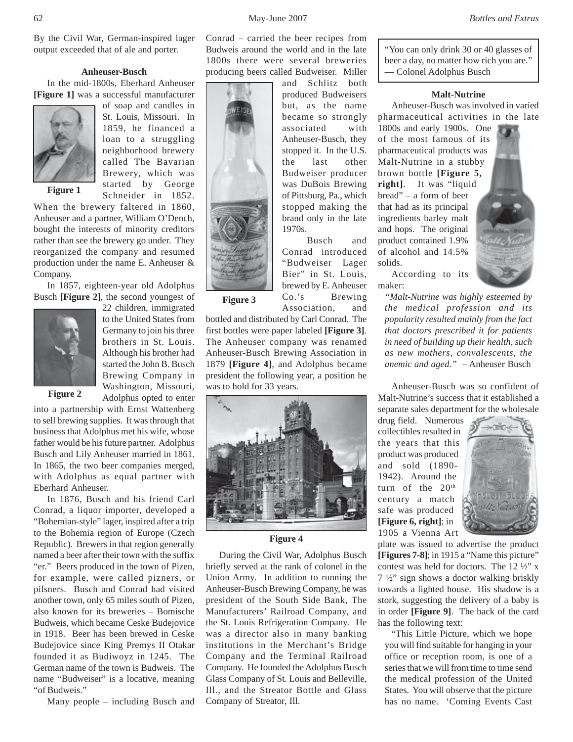By the Civil War, German-inspired lager output exceeded that of ale and porter.

### Anheuser-Busch

In the mid-1800s, Eberhard Anheuser **[Figure 1]** was a successful manufacturer of soap and candles in St. Louis, Missouri. In 1859, he financed a loan to a struggling neighborhood brewery called The Bavarian Brewery, which was started by George Schneider in 1852. When the brewery faltered in 1860, Anheuser and a partner, William O'Dench, bought the interests of minority creditors rather than see the brewery go under. They reorganized the company and resumed production under the name E. Anheuser & Company.

**Figure 1**

In 1857, eighteen-year old Adolphus Busch **[Figure 2]**, the second youngest of 22 children, immigrated to the United States from Germany to join his three brothers in St. Louis. Although his brother had started the John B. Busch Brewing Company in Washington, Missouri, Adolphus opted to enter into a partnership with Ernst Wattenberg to sell brewing supplies. It was through that business that Adolphus met his wife, whose father would be his future partner. Adolphus Busch and Lily Anheuser married in 1861. In 1865, the two beer companies merged, with Adolphus as equal partner with Eberhard Anheuser.

**Figure 2**

In 1876, Busch and his friend Carl Conrad, a liquor importer, developed a "Bohemian-style" lager, inspired after a trip to the Bohemia region of Europe (Czech Republic). Brewers in that region generally named a beer after their town with the suffix "er." Beers produced in the town of Pizen, for example, were called pizners, or pilsners. Busch and Conrad had visited another town, only 65 miles south of Pizen, also known for its breweries – Bomische Budweis, which became Ceske Budejovice in 1918. Beer has been brewed in Ceske Budejovice since King Premys II Otakar founded it as Budiwoyz in 1245. The German name of the town is Budweis. The name "Budweiser" is a locative, meaning "of Budweis."

Many people – including Busch and Conrad – carried the beer recipes from Budweis around the world and in the late 1800s there were several breweries producing beers called Budweiser. Miller and Schlitz both produced Budweisers but, as the name became so strongly associated with Anheuser-Busch, they stopped it. In the U.S. the last other Budweiser producer was DuBois Brewing of Pittsburg, Pa., which stopped making the brand only in the late 1970s.

Busch and Conrad introduced "Budweiser Lager Bier" in St. Louis, brewed by E. Anheuser Co.'s Brewing Association, and bottled and distributed by Carl Conrad. The first bottles were paper labeled **[Figure 3]**. The Anheuser company was renamed Anheuser-Busch Brewing Association in 1879 **[Figure 4]**, and Adolphus became president the following year, a position he was to hold for 33 years.

**Figure 3**

**Figure 4**

During the Civil War, Adolphus Busch briefly served at the rank of colonel in the Union Army. In addition to running the Anheuser-Busch Brewing Company, he was president of the South Side Bank, The Manufacturers' Railroad Company, and the St. Louis Refrigeration Company. He was a director also in many banking institutions in the Merchant's Bridge Company and the Terminal Railroad Company. He founded the Adolphus Busch Glass Company of St. Louis and Belleville, Ill., and the Streator Bottle and Glass Company of Streator, Ill.

> "You can only drink 30 or 40 glasses of beer a day, no matter how rich you are." — Colonel Adolphus Busch

### Malt-Nutrine

Anheuser-Busch was involved in varied pharmaceutical activities in the late 1800s and early 1900s. One of the most famous of its pharmaceutical products was Malt-Nutrine in a stubby brown bottle **[Figure 5, right]**. It was "liquid bread" – a form of beer that had as its principal ingredients barley malt and hops. The original product contained 1.9% of alcohol and 14.5% solids.

According to its maker:

> *"Malt-Nutrine was highly esteemed by the medical profession and its popularity resulted mainly from the fact that doctors prescribed it for patients in need of building up their health, such as new mothers, convalescents, the anemic and aged."* – Anheuser Busch

Anheuser-Busch was so confident of Malt-Nutrine's success that it established a separate sales department for the wholesale drug field. Numerous collectibles resulted in the years that this product was produced and sold (1890-1942). Around the turn of the 20th century a match safe was produced **[Figure 6, right]**; in 1905 a Vienna Art plate was issued to advertise the product **[Figures 7-8]**; in 1915 a "Name this picture" contest was held for doctors. The 12 ½" x 7 ½" sign shows a doctor walking briskly towards a lighted house. His shadow is a stork, suggesting the delivery of a baby is in order **[Figure 9]**. The back of the card has the following text:

"This Little Picture, which we hope you will find suitable for hanging in your office or reception room, is one of a series that we will from time to time send the medical profession of the United States. You will observe that the picture has no name. 'Coming Events Cast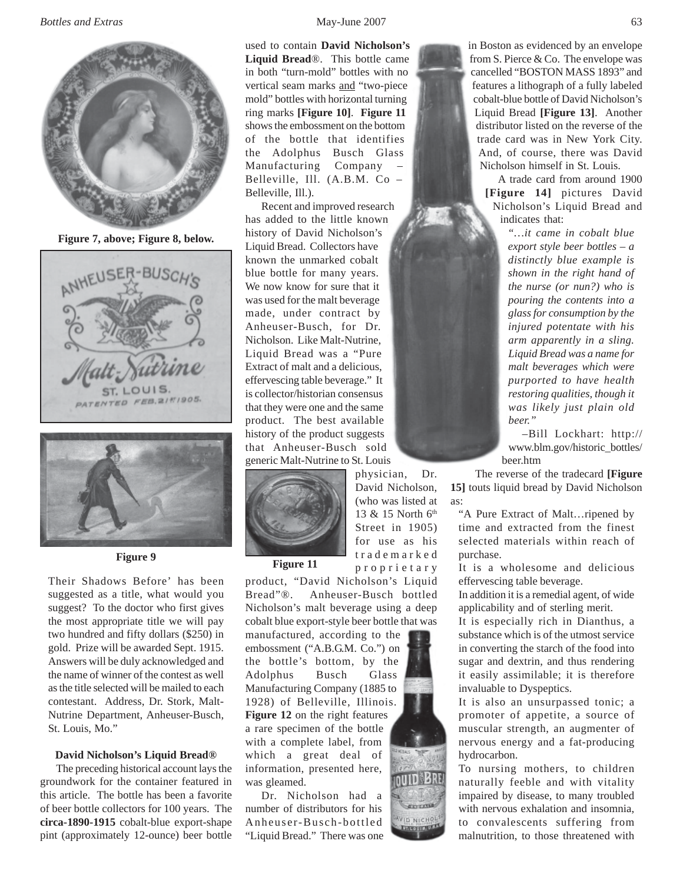Figure 7, above; Figure 8, below.

Figure 9

Their Shadows Before' has been suggested as a title, what would you suggest? To the doctor who first gives the most appropriate title we will pay two hundred and fifty dollars ($250) in gold. Prize will be awarded Sept. 1915. Answers will be duly acknowledged and the name of winner of the contest as well as the title selected will be mailed to each contestant. Address, Dr. Stork, Malt-Nutrine Department, Anheuser-Busch, St. Louis, Mo."

**David Nicholson's Liquid Bread®**

The preceding historical account lays the groundwork for the container featured in this article. The bottle has been a favorite of beer bottle collectors for 100 years. The **circa-1890-1915** cobalt-blue export-shape pint (approximately 12-ounce) beer bottle used to contain **David Nicholson's Liquid Bread**®. This bottle came in both "turn-mold" bottles with no vertical seam marks and "two-piece mold" bottles with horizontal turning ring marks **[Figure 10]**. **Figure 11** shows the embossment on the bottom of the bottle that identifies the Adolphus Busch Glass Manufacturing Company – Belleville, Ill. (A.B.M. Co – Belleville, Ill.).

Recent and improved research has added to the little known history of David Nicholson's Liquid Bread. Collectors have known the unmarked cobalt blue bottle for many years. We now know for sure that it was used for the malt beverage made, under contract by Anheuser-Busch, for Dr. Nicholson. Like Malt-Nutrine, Liquid Bread was a "Pure Extract of malt and a delicious, effervescing table beverage." It is collector/historian consensus that they were one and the same product. The best available history of the product suggests that Anheuser-Busch sold generic Malt-Nutrine to St. Louis physician, Dr. David Nicholson, (who was listed at 13 & 15 North 6th Street in 1905) for use as his trademarked proprietary product, "David Nicholson's Liquid Bread"®. Anheuser-Busch bottled Nicholson's malt beverage using a deep cobalt blue export-style beer bottle that was manufactured, according to the embossment ("A.B.G.M. Co.") on the bottle's bottom, by the Adolphus Busch Glass Manufacturing Company (1885 to 1928) of Belleville, Illinois. **Figure 12** on the right features a rare specimen of the bottle with a complete label, from which a great deal of information, presented here, was gleamed.

Figure 11

Dr. Nicholson had a number of distributors for his Anheuser-Busch-bottled "Liquid Bread." There was one in Boston as evidenced by an envelope from S. Pierce & Co. The envelope was cancelled "BOSTON MASS 1893" and features a lithograph of a fully labeled cobalt-blue bottle of David Nicholson's Liquid Bread **[Figure 13]**. Another distributor listed on the reverse of the trade card was in New York City. And, of course, there was David Nicholson himself in St. Louis.

A trade card from around 1900 **[Figure 14]** pictures David Nicholson's Liquid Bread and indicates that:

> *"…it came in cobalt blue export style beer bottles – a distinctly blue example is shown in the right hand of the nurse (or nun?) who is pouring the contents into a glass for consumption by the injured potentate with his arm apparently in a sling. Liquid Bread was a name for malt beverages which were purported to have health restoring qualities, though it was likely just plain old beer."*
>
> –Bill Lockhart: http://www.blm.gov/historic_bottles/beer.htm

The reverse of the tradecard **[Figure 15]** touts liquid bread by David Nicholson as:

> "A Pure Extract of Malt…ripened by time and extracted from the finest selected materials within reach of purchase.
>
> It is a wholesome and delicious effervescing table beverage.
>
> In addition it is a remedial agent, of wide applicability and of sterling merit.
>
> It is especially rich in Dianthus, a substance which is of the utmost service in converting the starch of the food into sugar and dextrin, and thus rendering it easily assimilable; it is therefore invaluable to Dyspeptics.
>
> It is also an unsurpassed tonic; a promoter of appetite, a source of muscular strength, an augmenter of nervous energy and a fat-producing hydrocarbon.
>
> To nursing mothers, to children naturally feeble and with vitality impaired by disease, to many troubled with nervous exhalation and insomnia, to convalescents suffering from malnutrition, to those threatened with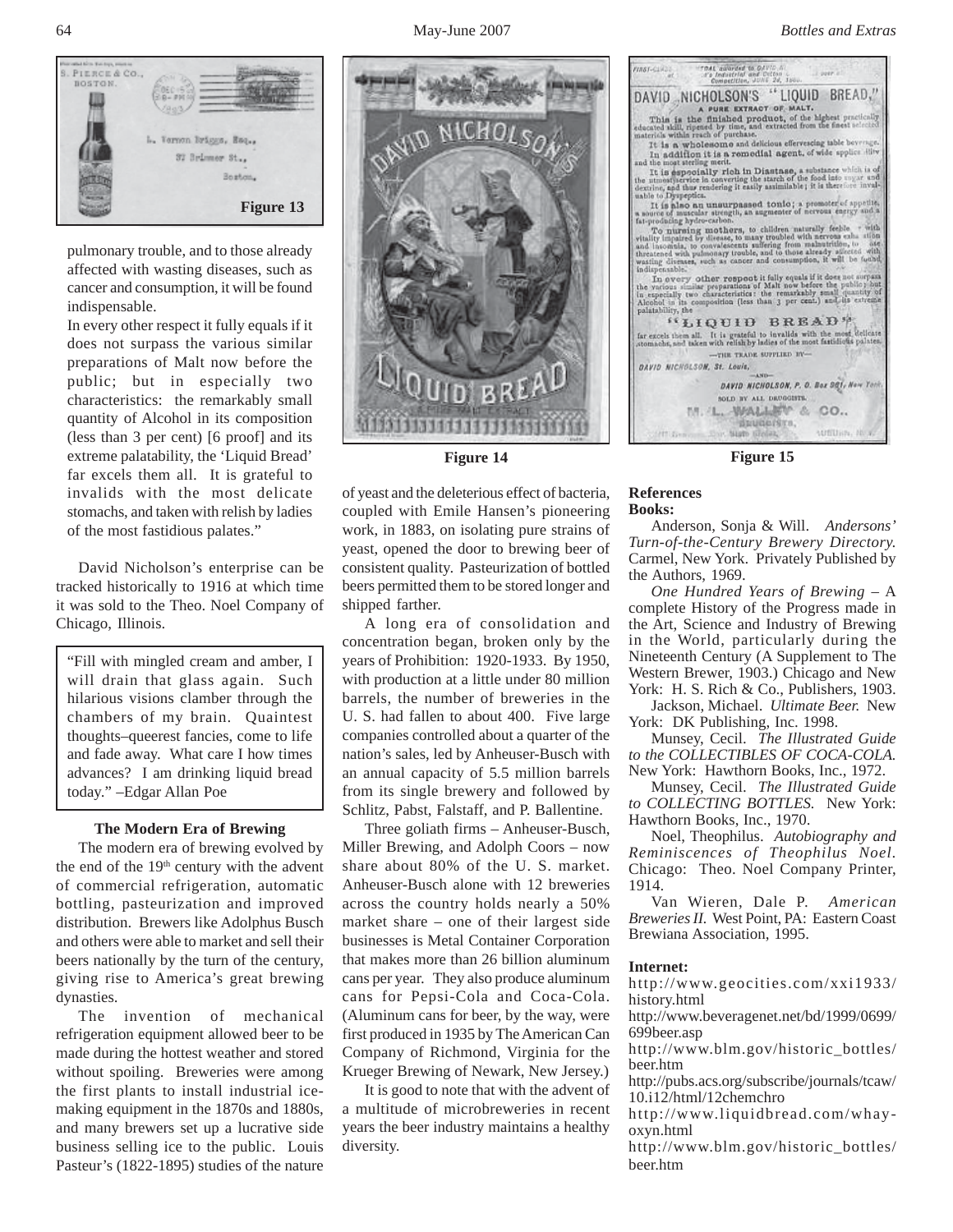Figure 13

pulmonary trouble, and to those already affected with wasting diseases, such as cancer and consumption, it will be found indispensable.

In every other respect it fully equals if it does not surpass the various similar preparations of Malt now before the public; but in especially two characteristics: the remarkably small quantity of Alcohol in its composition (less than 3 per cent) [6 proof] and its extreme palatability, the 'Liquid Bread' far excels them all. It is grateful to invalids with the most delicate stomachs, and taken with relish by ladies of the most fastidious palates."

David Nicholson's enterprise can be tracked historically to 1916 at which time it was sold to the Theo. Noel Company of Chicago, Illinois.

"Fill with mingled cream and amber, I will drain that glass again. Such hilarious visions clamber through the chambers of my brain. Quaintest thoughts–queerest fancies, come to life and fade away. What care I how times advances? I am drinking liquid bread today." –Edgar Allan Poe

### The Modern Era of Brewing

The modern era of brewing evolved by the end of the 19th century with the advent of commercial refrigeration, automatic bottling, pasteurization and improved distribution. Brewers like Adolphus Busch and others were able to market and sell their beers nationally by the turn of the century, giving rise to America's great brewing dynasties.

The invention of mechanical refrigeration equipment allowed beer to be made during the hottest weather and stored without spoiling. Breweries were among the first plants to install industrial ice-making equipment in the 1870s and 1880s, and many brewers set up a lucrative side business selling ice to the public. Louis Pasteur's (1822-1895) studies of the nature of yeast and the deleterious effect of bacteria, coupled with Emile Hansen's pioneering work, in 1883, on isolating pure strains of yeast, opened the door to brewing beer of consistent quality. Pasteurization of bottled beers permitted them to be stored longer and shipped farther.

Figure 14

A long era of consolidation and concentration began, broken only by the years of Prohibition: 1920-1933. By 1950, with production at a little under 80 million barrels, the number of breweries in the U. S. had fallen to about 400. Five large companies controlled about a quarter of the nation's sales, led by Anheuser-Busch with an annual capacity of 5.5 million barrels from its single brewery and followed by Schlitz, Pabst, Falstaff, and P. Ballentine.

Three goliath firms – Anheuser-Busch, Miller Brewing, and Adolph Coors – now share about 80% of the U. S. market. Anheuser-Busch alone with 12 breweries across the country holds nearly a 50% market share – one of their largest side businesses is Metal Container Corporation that makes more than 26 billion aluminum cans per year. They also produce aluminum cans for Pepsi-Cola and Coca-Cola. (Aluminum cans for beer, by the way, were first produced in 1935 by The American Can Company of Richmond, Virginia for the Krueger Brewing of Newark, New Jersey.)

It is good to note that with the advent of a multitude of microbreweries in recent years the beer industry maintains a healthy diversity.

Figure 15

### References

**Books:**

Anderson, Sonja & Will. *Andersons' Turn-of-the-Century Brewery Directory.* Carmel, New York. Privately Published by the Authors, 1969.

*One Hundred Years of Brewing* – A complete History of the Progress made in the Art, Science and Industry of Brewing in the World, particularly during the Nineteenth Century (A Supplement to The Western Brewer, 1903.) Chicago and New York: H. S. Rich & Co., Publishers, 1903.

Jackson, Michael. *Ultimate Beer.* New York: DK Publishing, Inc. 1998.

Munsey, Cecil. *The Illustrated Guide to the COLLECTIBLES OF COCA-COLA.* New York: Hawthorn Books, Inc., 1972.

Munsey, Cecil. *The Illustrated Guide to COLLECTING BOTTLES.* New York: Hawthorn Books, Inc., 1970.

Noel, Theophilus. *Autobiography and Reminiscences of Theophilus Noel.* Chicago: Theo. Noel Company Printer, 1914.

Van Wieren, Dale P. *American Breweries II.* West Point, PA: Eastern Coast Brewiana Association, 1995.

**Internet:**

http://www.geocities.com/xxi1933/history.html

http://www.beveragenet.net/bd/1999/0699/699beer.asp

http://www.blm.gov/historic_bottles/beer.htm

http://pubs.acs.org/subscribe/journals/tcaw/10.i12/html/12chemchro

http://www.liquidbread.com/whay-oxyn.html

http://www.blm.gov/historic_bottles/beer.htm